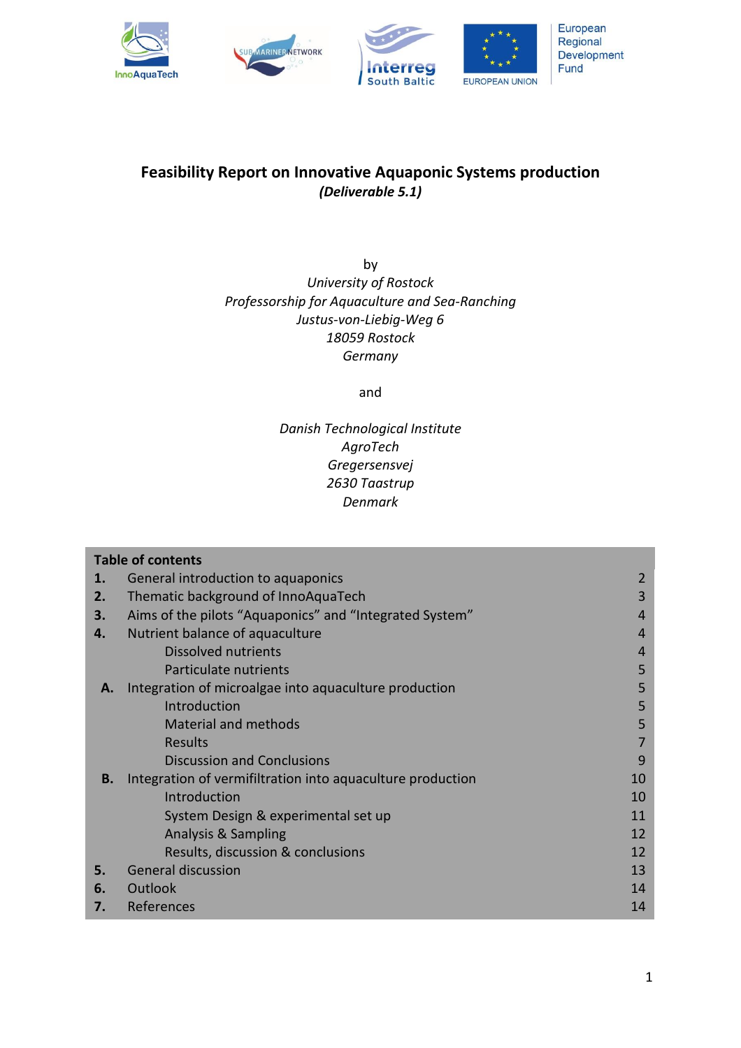# Feasibility Report on Innovative Aquaponic Systems production

***(Deliverable 5.1)***

by

*University of Rostock*
*Professorship for Aquaculture and Sea-Ranching*
*Justus-von-Liebig-Weg 6*
*18059 Rostock*
*Germany*

and

*Danish Technological Institute*
*AgroTech*
*Gregersensvej*
*2630 Taastrup*
*Denmark*

| **Table of contents** | | |
|---|---|---|
| **1.** | General introduction to aquaponics | 2 |
| **2.** | Thematic background of InnoAquaTech | 3 |
| **3.** | Aims of the pilots "Aquaponics" and "Integrated System" | 4 |
| **4.** | Nutrient balance of aquaculture | 4 |
| | Dissolved nutrients | 4 |
| | Particulate nutrients | 5 |
| **A.** | Integration of microalgae into aquaculture production | 5 |
| | Introduction | 5 |
| | Material and methods | 5 |
| | Results | 7 |
| | Discussion and Conclusions | 9 |
| **B.** | Integration of vermifiltration into aquaculture production | 10 |
| | Introduction | 10 |
| | System Design & experimental set up | 11 |
| | Analysis & Sampling | 12 |
| | Results, discussion & conclusions | 12 |
| **5.** | General discussion | 13 |
| **6.** | Outlook | 14 |
| **7.** | References | 14 |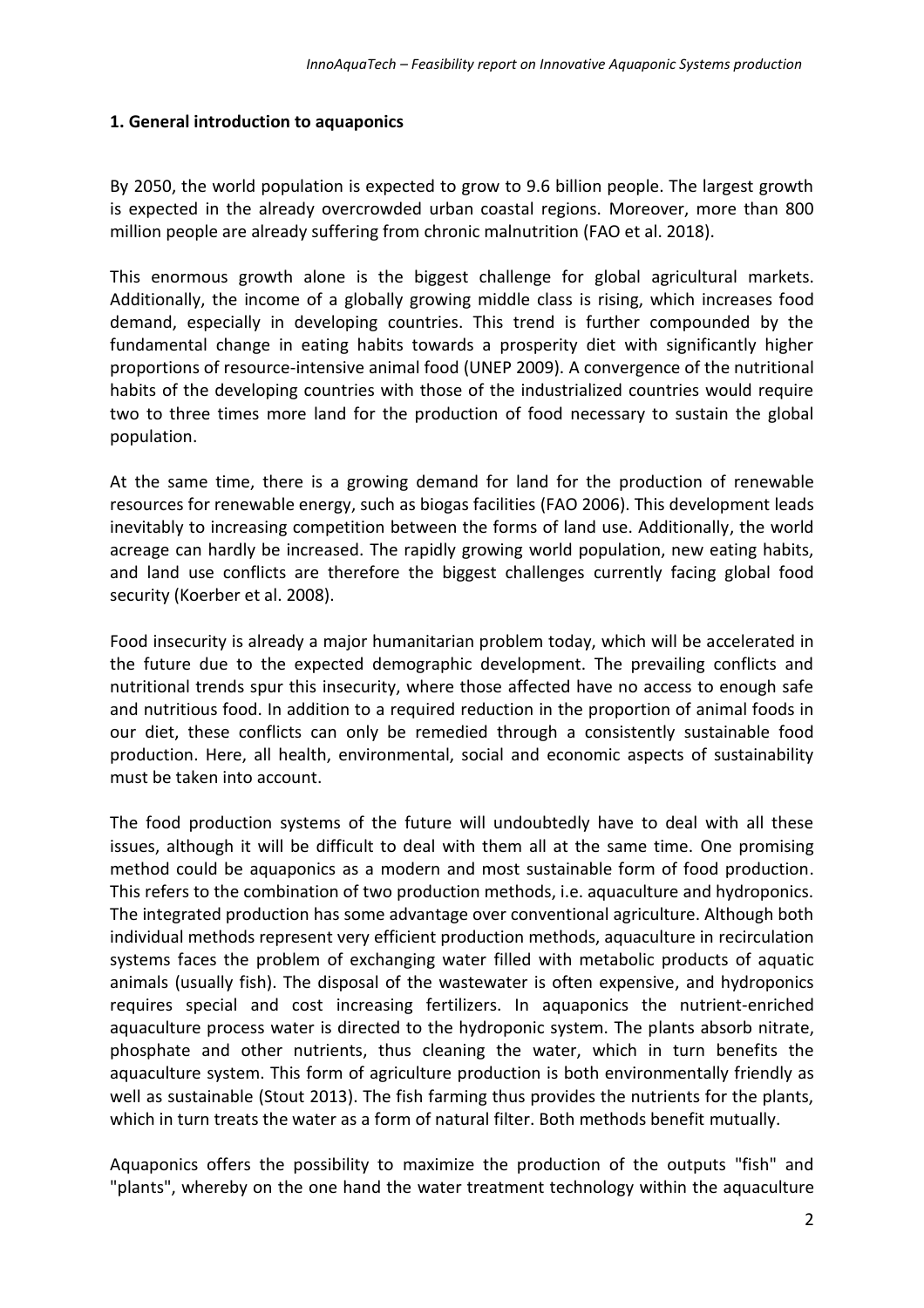## 1. General introduction to aquaponics

By 2050, the world population is expected to grow to 9.6 billion people. The largest growth is expected in the already overcrowded urban coastal regions. Moreover, more than 800 million people are already suffering from chronic malnutrition (FAO et al. 2018).

This enormous growth alone is the biggest challenge for global agricultural markets. Additionally, the income of a globally growing middle class is rising, which increases food demand, especially in developing countries. This trend is further compounded by the fundamental change in eating habits towards a prosperity diet with significantly higher proportions of resource-intensive animal food (UNEP 2009). A convergence of the nutritional habits of the developing countries with those of the industrialized countries would require two to three times more land for the production of food necessary to sustain the global population.

At the same time, there is a growing demand for land for the production of renewable resources for renewable energy, such as biogas facilities (FAO 2006). This development leads inevitably to increasing competition between the forms of land use. Additionally, the world acreage can hardly be increased. The rapidly growing world population, new eating habits, and land use conflicts are therefore the biggest challenges currently facing global food security (Koerber et al. 2008).

Food insecurity is already a major humanitarian problem today, which will be accelerated in the future due to the expected demographic development. The prevailing conflicts and nutritional trends spur this insecurity, where those affected have no access to enough safe and nutritious food. In addition to a required reduction in the proportion of animal foods in our diet, these conflicts can only be remedied through a consistently sustainable food production. Here, all health, environmental, social and economic aspects of sustainability must be taken into account.

The food production systems of the future will undoubtedly have to deal with all these issues, although it will be difficult to deal with them all at the same time. One promising method could be aquaponics as a modern and most sustainable form of food production. This refers to the combination of two production methods, i.e. aquaculture and hydroponics. The integrated production has some advantage over conventional agriculture. Although both individual methods represent very efficient production methods, aquaculture in recirculation systems faces the problem of exchanging water filled with metabolic products of aquatic animals (usually fish). The disposal of the wastewater is often expensive, and hydroponics requires special and cost increasing fertilizers. In aquaponics the nutrient-enriched aquaculture process water is directed to the hydroponic system. The plants absorb nitrate, phosphate and other nutrients, thus cleaning the water, which in turn benefits the aquaculture system. This form of agriculture production is both environmentally friendly as well as sustainable (Stout 2013). The fish farming thus provides the nutrients for the plants, which in turn treats the water as a form of natural filter. Both methods benefit mutually.

Aquaponics offers the possibility to maximize the production of the outputs "fish" and "plants", whereby on the one hand the water treatment technology within the aquaculture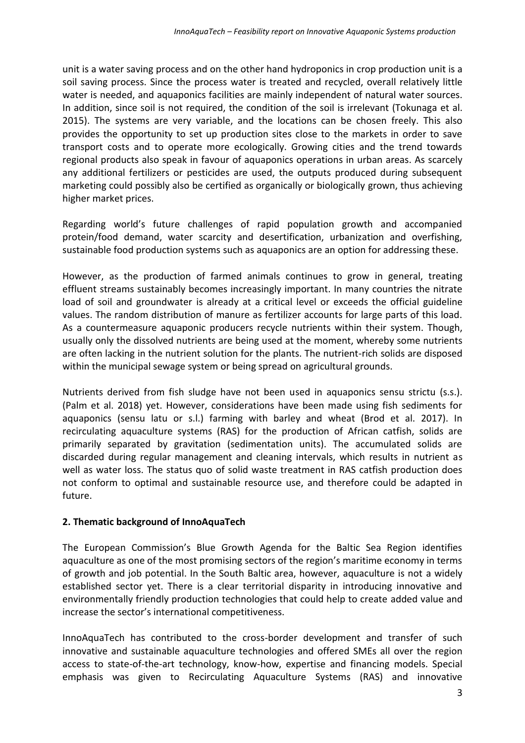unit is a water saving process and on the other hand hydroponics in crop production unit is a soil saving process. Since the process water is treated and recycled, overall relatively little water is needed, and aquaponics facilities are mainly independent of natural water sources. In addition, since soil is not required, the condition of the soil is irrelevant (Tokunaga et al. 2015). The systems are very variable, and the locations can be chosen freely. This also provides the opportunity to set up production sites close to the markets in order to save transport costs and to operate more ecologically. Growing cities and the trend towards regional products also speak in favour of aquaponics operations in urban areas. As scarcely any additional fertilizers or pesticides are used, the outputs produced during subsequent marketing could possibly also be certified as organically or biologically grown, thus achieving higher market prices.

Regarding world's future challenges of rapid population growth and accompanied protein/food demand, water scarcity and desertification, urbanization and overfishing, sustainable food production systems such as aquaponics are an option for addressing these.

However, as the production of farmed animals continues to grow in general, treating effluent streams sustainably becomes increasingly important. In many countries the nitrate load of soil and groundwater is already at a critical level or exceeds the official guideline values. The random distribution of manure as fertilizer accounts for large parts of this load. As a countermeasure aquaponic producers recycle nutrients within their system. Though, usually only the dissolved nutrients are being used at the moment, whereby some nutrients are often lacking in the nutrient solution for the plants. The nutrient-rich solids are disposed within the municipal sewage system or being spread on agricultural grounds.

Nutrients derived from fish sludge have not been used in aquaponics sensu strictu (s.s.). (Palm et al. 2018) yet. However, considerations have been made using fish sediments for aquaponics (sensu latu or s.l.) farming with barley and wheat (Brod et al. 2017). In recirculating aquaculture systems (RAS) for the production of African catfish, solids are primarily separated by gravitation (sedimentation units). The accumulated solids are discarded during regular management and cleaning intervals, which results in nutrient as well as water loss. The status quo of solid waste treatment in RAS catfish production does not conform to optimal and sustainable resource use, and therefore could be adapted in future.

## 2. Thematic background of InnoAquaTech

The European Commission's Blue Growth Agenda for the Baltic Sea Region identifies aquaculture as one of the most promising sectors of the region's maritime economy in terms of growth and job potential. In the South Baltic area, however, aquaculture is not a widely established sector yet. There is a clear territorial disparity in introducing innovative and environmentally friendly production technologies that could help to create added value and increase the sector's international competitiveness.

InnoAquaTech has contributed to the cross-border development and transfer of such innovative and sustainable aquaculture technologies and offered SMEs all over the region access to state-of-the-art technology, know-how, expertise and financing models. Special emphasis was given to Recirculating Aquaculture Systems (RAS) and innovative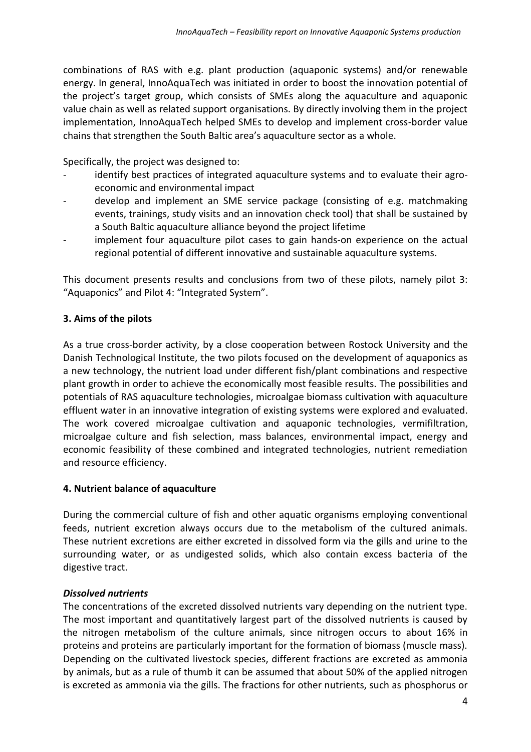combinations of RAS with e.g. plant production (aquaponic systems) and/or renewable energy. In general, InnoAquaTech was initiated in order to boost the innovation potential of the project's target group, which consists of SMEs along the aquaculture and aquaponic value chain as well as related support organisations. By directly involving them in the project implementation, InnoAquaTech helped SMEs to develop and implement cross-border value chains that strengthen the South Baltic area's aquaculture sector as a whole.

Specifically, the project was designed to:

- identify best practices of integrated aquaculture systems and to evaluate their agro-economic and environmental impact
- develop and implement an SME service package (consisting of e.g. matchmaking events, trainings, study visits and an innovation check tool) that shall be sustained by a South Baltic aquaculture alliance beyond the project lifetime
- implement four aquaculture pilot cases to gain hands-on experience on the actual regional potential of different innovative and sustainable aquaculture systems.

This document presents results and conclusions from two of these pilots, namely pilot 3: "Aquaponics" and Pilot 4: "Integrated System".

## 3. Aims of the pilots

As a true cross-border activity, by a close cooperation between Rostock University and the Danish Technological Institute, the two pilots focused on the development of aquaponics as a new technology, the nutrient load under different fish/plant combinations and respective plant growth in order to achieve the economically most feasible results. The possibilities and potentials of RAS aquaculture technologies, microalgae biomass cultivation with aquaculture effluent water in an innovative integration of existing systems were explored and evaluated. The work covered microalgae cultivation and aquaponic technologies, vermifiltration, microalgae culture and fish selection, mass balances, environmental impact, energy and economic feasibility of these combined and integrated technologies, nutrient remediation and resource efficiency.

## 4. Nutrient balance of aquaculture

During the commercial culture of fish and other aquatic organisms employing conventional feeds, nutrient excretion always occurs due to the metabolism of the cultured animals. These nutrient excretions are either excreted in dissolved form via the gills and urine to the surrounding water, or as undigested solids, which also contain excess bacteria of the digestive tract.

### *Dissolved nutrients*

The concentrations of the excreted dissolved nutrients vary depending on the nutrient type. The most important and quantitatively largest part of the dissolved nutrients is caused by the nitrogen metabolism of the culture animals, since nitrogen occurs to about 16% in proteins and proteins are particularly important for the formation of biomass (muscle mass). Depending on the cultivated livestock species, different fractions are excreted as ammonia by animals, but as a rule of thumb it can be assumed that about 50% of the applied nitrogen is excreted as ammonia via the gills. The fractions for other nutrients, such as phosphorus or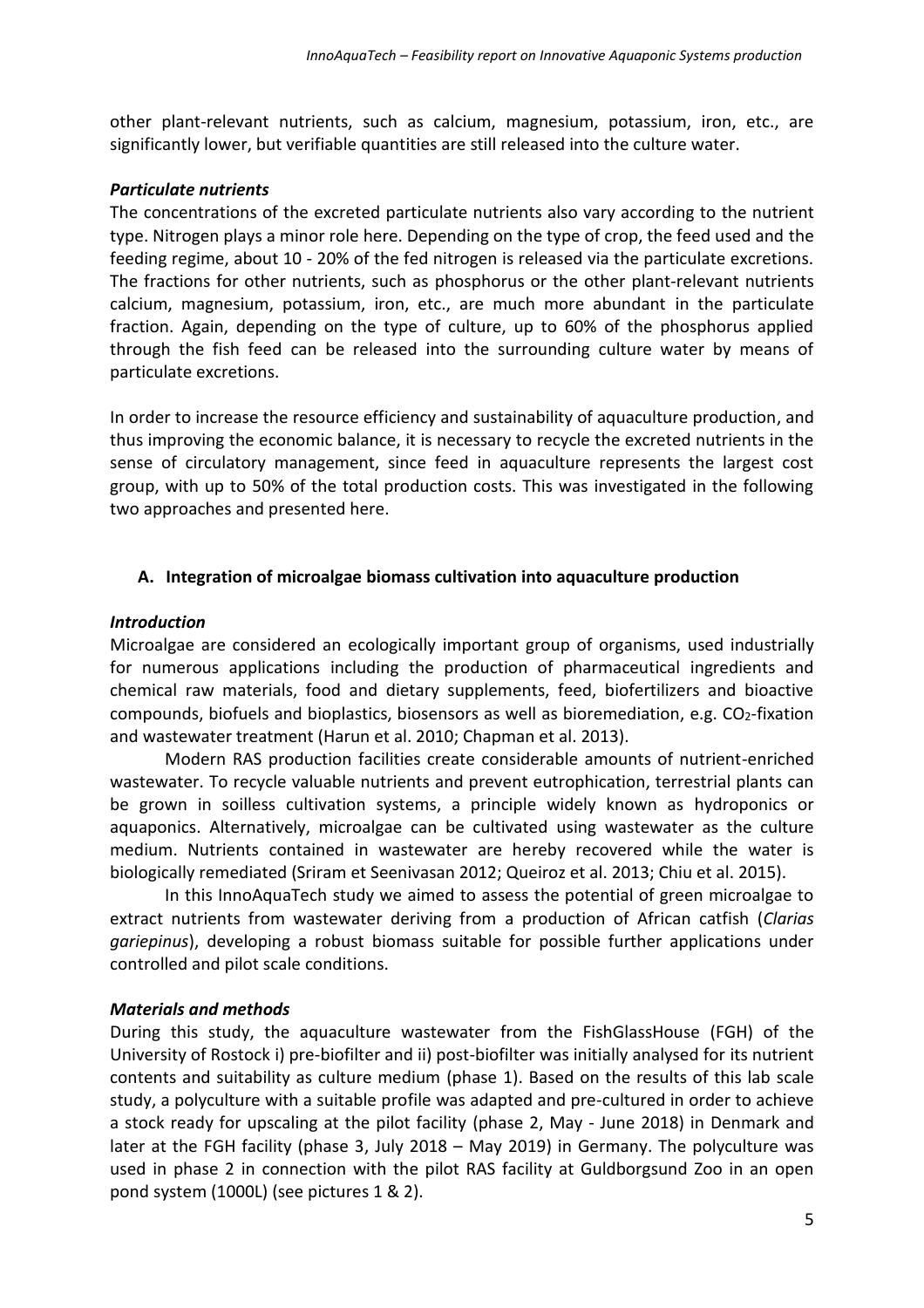other plant-relevant nutrients, such as calcium, magnesium, potassium, iron, etc., are significantly lower, but verifiable quantities are still released into the culture water.

### *Particulate nutrients*

The concentrations of the excreted particulate nutrients also vary according to the nutrient type. Nitrogen plays a minor role here. Depending on the type of crop, the feed used and the feeding regime, about 10 - 20% of the fed nitrogen is released via the particulate excretions. The fractions for other nutrients, such as phosphorus or the other plant-relevant nutrients calcium, magnesium, potassium, iron, etc., are much more abundant in the particulate fraction. Again, depending on the type of culture, up to 60% of the phosphorus applied through the fish feed can be released into the surrounding culture water by means of particulate excretions.

In order to increase the resource efficiency and sustainability of aquaculture production, and thus improving the economic balance, it is necessary to recycle the excreted nutrients in the sense of circulatory management, since feed in aquaculture represents the largest cost group, with up to 50% of the total production costs. This was investigated in the following two approaches and presented here.

## A. Integration of microalgae biomass cultivation into aquaculture production

### *Introduction*

Microalgae are considered an ecologically important group of organisms, used industrially for numerous applications including the production of pharmaceutical ingredients and chemical raw materials, food and dietary supplements, feed, biofertilizers and bioactive compounds, biofuels and bioplastics, biosensors as well as bioremediation, e.g. $CO_2$-fixation and wastewater treatment (Harun et al. 2010; Chapman et al. 2013).

Modern RAS production facilities create considerable amounts of nutrient-enriched wastewater. To recycle valuable nutrients and prevent eutrophication, terrestrial plants can be grown in soilless cultivation systems, a principle widely known as hydroponics or aquaponics. Alternatively, microalgae can be cultivated using wastewater as the culture medium. Nutrients contained in wastewater are hereby recovered while the water is biologically remediated (Sriram et Seenivasan 2012; Queiroz et al. 2013; Chiu et al. 2015).

In this InnoAquaTech study we aimed to assess the potential of green microalgae to extract nutrients from wastewater deriving from a production of African catfish (*Clarias gariepinus*), developing a robust biomass suitable for possible further applications under controlled and pilot scale conditions.

### *Materials and methods*

During this study, the aquaculture wastewater from the FishGlassHouse (FGH) of the University of Rostock i) pre-biofilter and ii) post-biofilter was initially analysed for its nutrient contents and suitability as culture medium (phase 1). Based on the results of this lab scale study, a polyculture with a suitable profile was adapted and pre-cultured in order to achieve a stock ready for upscaling at the pilot facility (phase 2, May - June 2018) in Denmark and later at the FGH facility (phase 3, July 2018 – May 2019) in Germany. The polyculture was used in phase 2 in connection with the pilot RAS facility at Guldborgsund Zoo in an open pond system (1000L) (see pictures 1 & 2).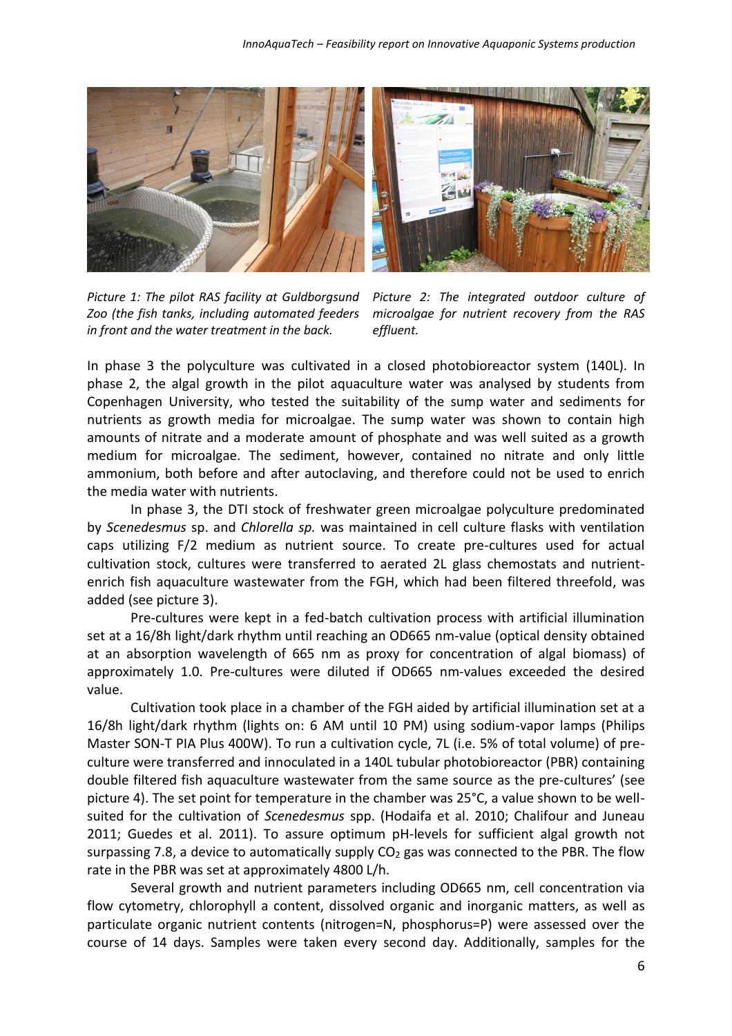*Picture 1: The pilot RAS facility at Guldborgsund Zoo (the fish tanks, including automated feeders in front and the water treatment in the back.*

*Picture 2: The integrated outdoor culture of microalgae for nutrient recovery from the RAS effluent.*

In phase 3 the polyculture was cultivated in a closed photobioreactor system (140L). In phase 2, the algal growth in the pilot aquaculture water was analysed by students from Copenhagen University, who tested the suitability of the sump water and sediments for nutrients as growth media for microalgae. The sump water was shown to contain high amounts of nitrate and a moderate amount of phosphate and was well suited as a growth medium for microalgae. The sediment, however, contained no nitrate and only little ammonium, both before and after autoclaving, and therefore could not be used to enrich the media water with nutrients.

In phase 3, the DTI stock of freshwater green microalgae polyculture predominated by *Scenedesmus* sp. and *Chlorella sp.* was maintained in cell culture flasks with ventilation caps utilizing F/2 medium as nutrient source. To create pre-cultures used for actual cultivation stock, cultures were transferred to aerated 2L glass chemostats and nutrient-enrich fish aquaculture wastewater from the FGH, which had been filtered threefold, was added (see picture 3).

Pre-cultures were kept in a fed-batch cultivation process with artificial illumination set at a 16/8h light/dark rhythm until reaching an OD665 nm-value (optical density obtained at an absorption wavelength of 665 nm as proxy for concentration of algal biomass) of approximately 1.0. Pre-cultures were diluted if OD665 nm-values exceeded the desired value.

Cultivation took place in a chamber of the FGH aided by artificial illumination set at a 16/8h light/dark rhythm (lights on: 6 AM until 10 PM) using sodium-vapor lamps (Philips Master SON-T PIA Plus 400W). To run a cultivation cycle, 7L (i.e. 5% of total volume) of pre-culture were transferred and innoculated in a 140L tubular photobioreactor (PBR) containing double filtered fish aquaculture wastewater from the same source as the pre-cultures' (see picture 4). The set point for temperature in the chamber was 25°C, a value shown to be well-suited for the cultivation of *Scenedesmus* spp. (Hodaifa et al. 2010; Chalifour and Juneau 2011; Guedes et al. 2011). To assure optimum pH-levels for sufficient algal growth not surpassing 7.8, a device to automatically supply $CO_2$ gas was connected to the PBR. The flow rate in the PBR was set at approximately 4800 L/h.

Several growth and nutrient parameters including OD665 nm, cell concentration via flow cytometry, chlorophyll a content, dissolved organic and inorganic matters, as well as particulate organic nutrient contents (nitrogen=N, phosphorus=P) were assessed over the course of 14 days. Samples were taken every second day. Additionally, samples for the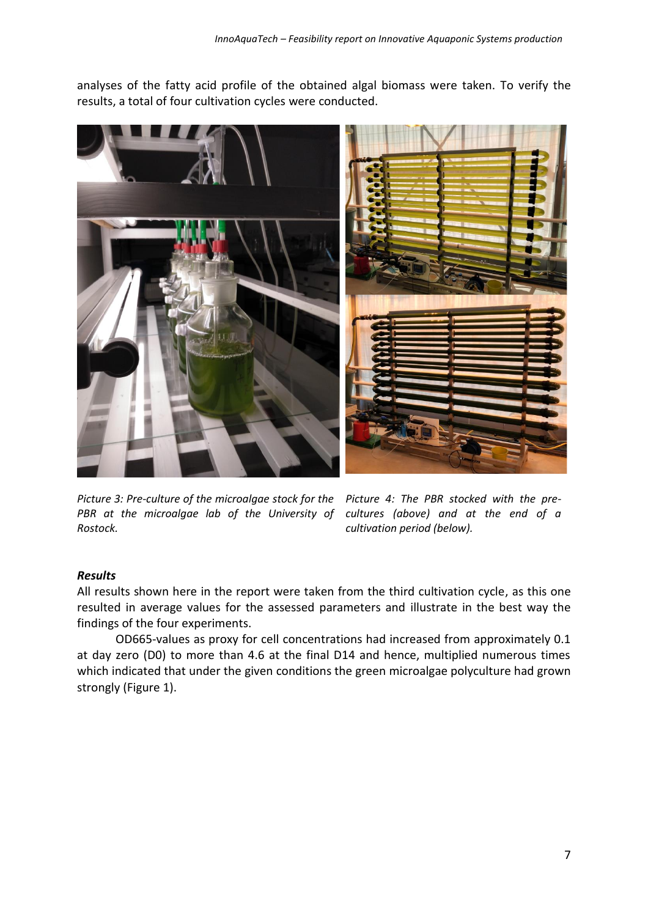analyses of the fatty acid profile of the obtained algal biomass were taken. To verify the results, a total of four cultivation cycles were conducted.

*Picture 3: Pre-culture of the microalgae stock for the PBR at the microalgae lab of the University of Rostock.*

*Picture 4: The PBR stocked with the pre-cultures (above) and at the end of a cultivation period (below).*

***Results***

All results shown here in the report were taken from the third cultivation cycle, as this one resulted in average values for the assessed parameters and illustrate in the best way the findings of the four experiments.

OD665-values as proxy for cell concentrations had increased from approximately 0.1 at day zero (D0) to more than 4.6 at the final D14 and hence, multiplied numerous times which indicated that under the given conditions the green microalgae polyculture had grown strongly (Figure 1).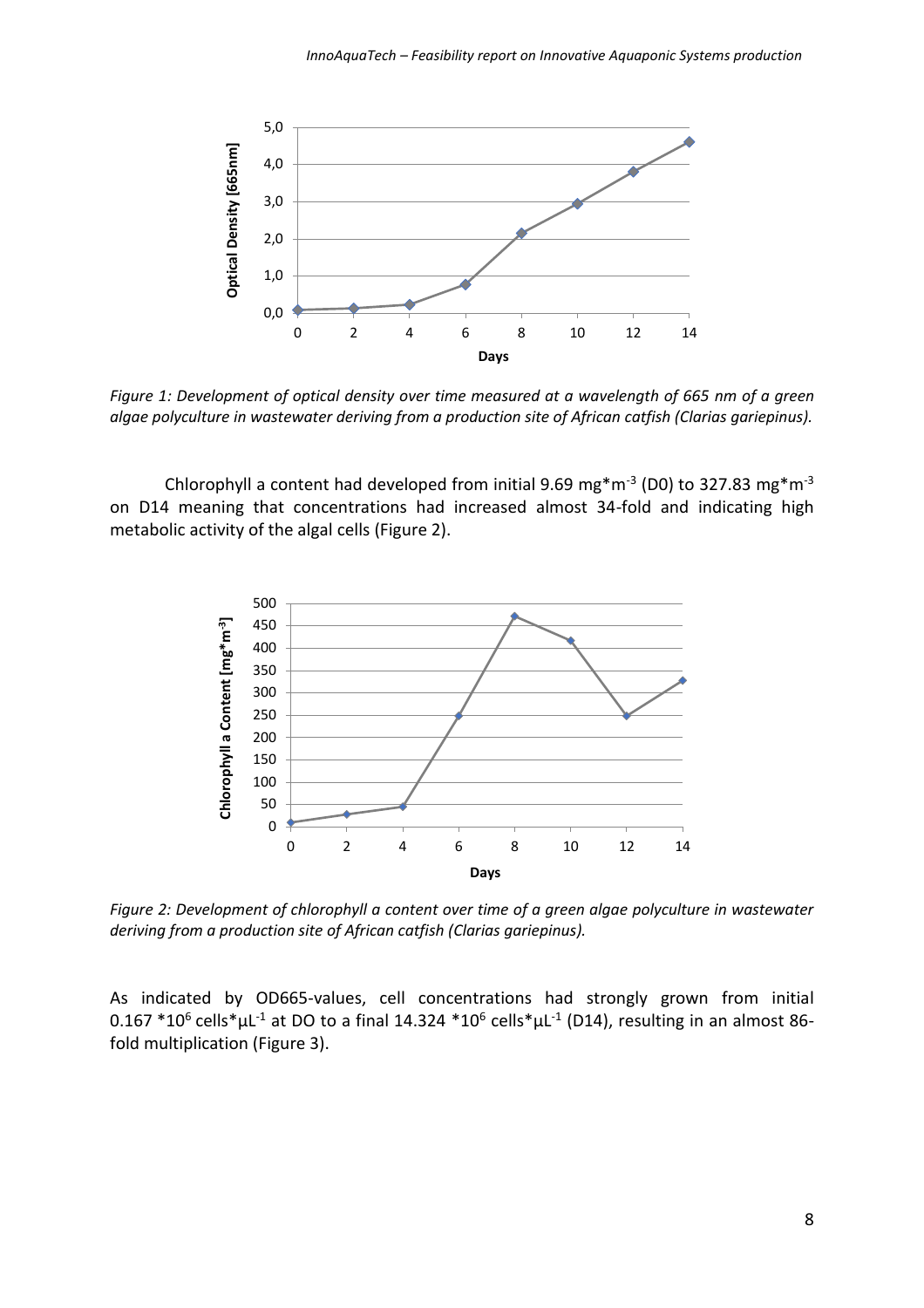Figure 1: Development of optical density over time measured at a wavelength of 665 nm of a green algae polyculture in wastewater deriving from a production site of African catfish (*Clarias gariepinus*).

Chlorophyll a content had developed from initial 9.69 mg*m$^{-3}$ (D0) to 327.83 mg*m$^{-3}$ on D14 meaning that concentrations had increased almost 34-fold and indicating high metabolic activity of the algal cells (Figure 2).

Figure 2: Development of chlorophyll a content over time of a green algae polyculture in wastewater deriving from a production site of African catfish (*Clarias gariepinus*).

As indicated by OD665-values, cell concentrations had strongly grown from initial 0.167 *10$^{6}$ cells*µL$^{-1}$ at DO to a final 14.324 *10$^{6}$ cells*µL$^{-1}$ (D14), resulting in an almost 86-fold multiplication (Figure 3).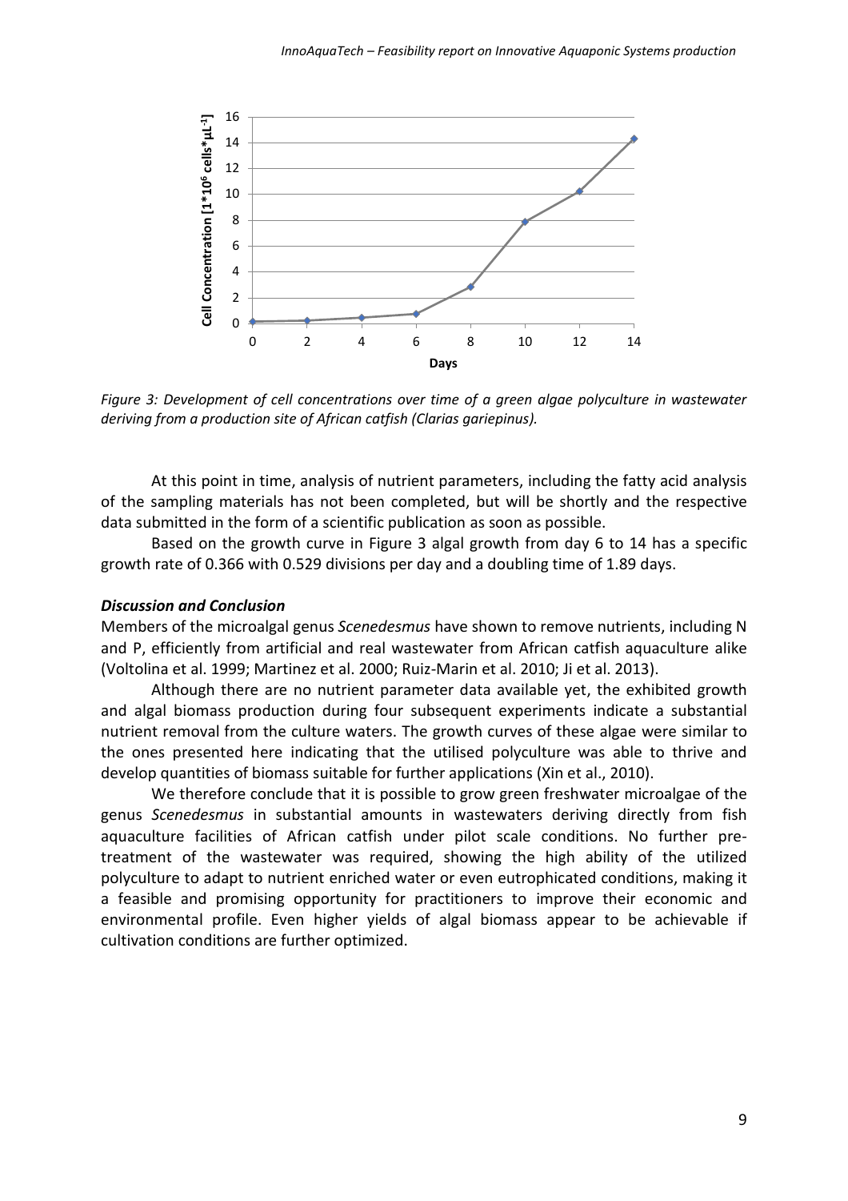*Figure 3: Development of cell concentrations over time of a green algae polyculture in wastewater deriving from a production site of African catfish (Clarias gariepinus).*

At this point in time, analysis of nutrient parameters, including the fatty acid analysis of the sampling materials has not been completed, but will be shortly and the respective data submitted in the form of a scientific publication as soon as possible.

Based on the growth curve in Figure 3 algal growth from day 6 to 14 has a specific growth rate of 0.366 with 0.529 divisions per day and a doubling time of 1.89 days.

### *Discussion and Conclusion*

Members of the microalgal genus *Scenedesmus* have shown to remove nutrients, including N and P, efficiently from artificial and real wastewater from African catfish aquaculture alike (Voltolina et al. 1999; Martinez et al. 2000; Ruiz-Marin et al. 2010; Ji et al. 2013).

Although there are no nutrient parameter data available yet, the exhibited growth and algal biomass production during four subsequent experiments indicate a substantial nutrient removal from the culture waters. The growth curves of these algae were similar to the ones presented here indicating that the utilised polyculture was able to thrive and develop quantities of biomass suitable for further applications (Xin et al., 2010).

We therefore conclude that it is possible to grow green freshwater microalgae of the genus *Scenedesmus* in substantial amounts in wastewaters deriving directly from fish aquaculture facilities of African catfish under pilot scale conditions. No further pre-treatment of the wastewater was required, showing the high ability of the utilized polyculture to adapt to nutrient enriched water or even eutrophicated conditions, making it a feasible and promising opportunity for practitioners to improve their economic and environmental profile. Even higher yields of algal biomass appear to be achievable if cultivation conditions are further optimized.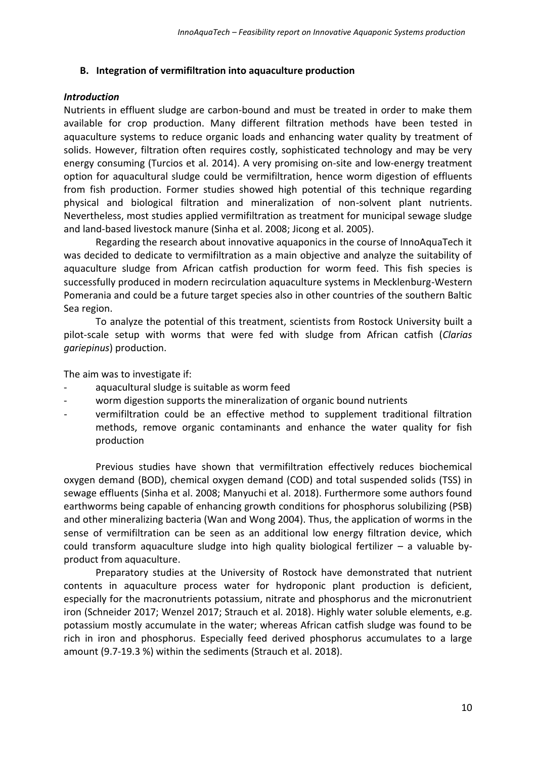### B. Integration of vermifiltration into aquaculture production

#### *Introduction*

Nutrients in effluent sludge are carbon-bound and must be treated in order to make them available for crop production. Many different filtration methods have been tested in aquaculture systems to reduce organic loads and enhancing water quality by treatment of solids. However, filtration often requires costly, sophisticated technology and may be very energy consuming (Turcios et al. 2014). A very promising on-site and low-energy treatment option for aquacultural sludge could be vermifiltration, hence worm digestion of effluents from fish production. Former studies showed high potential of this technique regarding physical and biological filtration and mineralization of non-solvent plant nutrients. Nevertheless, most studies applied vermifiltration as treatment for municipal sewage sludge and land-based livestock manure (Sinha et al. 2008; Jicong et al. 2005).

Regarding the research about innovative aquaponics in the course of InnoAquaTech it was decided to dedicate to vermifiltration as a main objective and analyze the suitability of aquaculture sludge from African catfish production for worm feed. This fish species is successfully produced in modern recirculation aquaculture systems in Mecklenburg-Western Pomerania and could be a future target species also in other countries of the southern Baltic Sea region.

To analyze the potential of this treatment, scientists from Rostock University built a pilot-scale setup with worms that were fed with sludge from African catfish (*Clarias gariepinus*) production.

The aim was to investigate if:

- aquacultural sludge is suitable as worm feed
- worm digestion supports the mineralization of organic bound nutrients
- vermifiltration could be an effective method to supplement traditional filtration methods, remove organic contaminants and enhance the water quality for fish production

Previous studies have shown that vermifiltration effectively reduces biochemical oxygen demand (BOD), chemical oxygen demand (COD) and total suspended solids (TSS) in sewage effluents (Sinha et al. 2008; Manyuchi et al. 2018). Furthermore some authors found earthworms being capable of enhancing growth conditions for phosphorus solubilizing (PSB) and other mineralizing bacteria (Wan and Wong 2004). Thus, the application of worms in the sense of vermifiltration can be seen as an additional low energy filtration device, which could transform aquaculture sludge into high quality biological fertilizer – a valuable by-product from aquaculture.

Preparatory studies at the University of Rostock have demonstrated that nutrient contents in aquaculture process water for hydroponic plant production is deficient, especially for the macronutrients potassium, nitrate and phosphorus and the micronutrient iron (Schneider 2017; Wenzel 2017; Strauch et al. 2018). Highly water soluble elements, e.g. potassium mostly accumulate in the water; whereas African catfish sludge was found to be rich in iron and phosphorus. Especially feed derived phosphorus accumulates to a large amount (9.7-19.3 %) within the sediments (Strauch et al. 2018).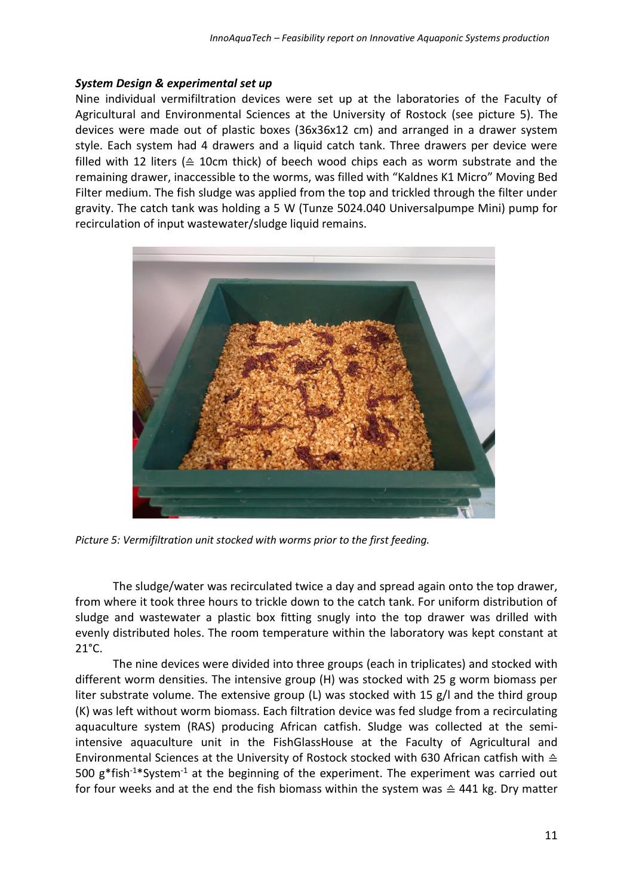***System Design & experimental set up***

Nine individual vermifiltration devices were set up at the laboratories of the Faculty of Agricultural and Environmental Sciences at the University of Rostock (see picture 5). The devices were made out of plastic boxes (36x36x12 cm) and arranged in a drawer system style. Each system had 4 drawers and a liquid catch tank. Three drawers per device were filled with 12 liters (≙ 10cm thick) of beech wood chips each as worm substrate and the remaining drawer, inaccessible to the worms, was filled with "Kaldnes K1 Micro" Moving Bed Filter medium. The fish sludge was applied from the top and trickled through the filter under gravity. The catch tank was holding a 5 W (Tunze 5024.040 Universalpumpe Mini) pump for recirculation of input wastewater/sludge liquid remains.

*Picture 5: Vermifiltration unit stocked with worms prior to the first feeding.*

The sludge/water was recirculated twice a day and spread again onto the top drawer, from where it took three hours to trickle down to the catch tank. For uniform distribution of sludge and wastewater a plastic box fitting snugly into the top drawer was drilled with evenly distributed holes. The room temperature within the laboratory was kept constant at 21°C.

The nine devices were divided into three groups (each in triplicates) and stocked with different worm densities. The intensive group (H) was stocked with 25 g worm biomass per liter substrate volume. The extensive group (L) was stocked with 15 g/l and the third group (K) was left without worm biomass. Each filtration device was fed sludge from a recirculating aquaculture system (RAS) producing African catfish. Sludge was collected at the semi-intensive aquaculture unit in the FishGlassHouse at the Faculty of Agricultural and Environmental Sciences at the University of Rostock stocked with 630 African catfish with ≙ 500 $g*fish^{-1}*System^{-1}$ at the beginning of the experiment. The experiment was carried out for four weeks and at the end the fish biomass within the system was ≙ 441 kg. Dry matter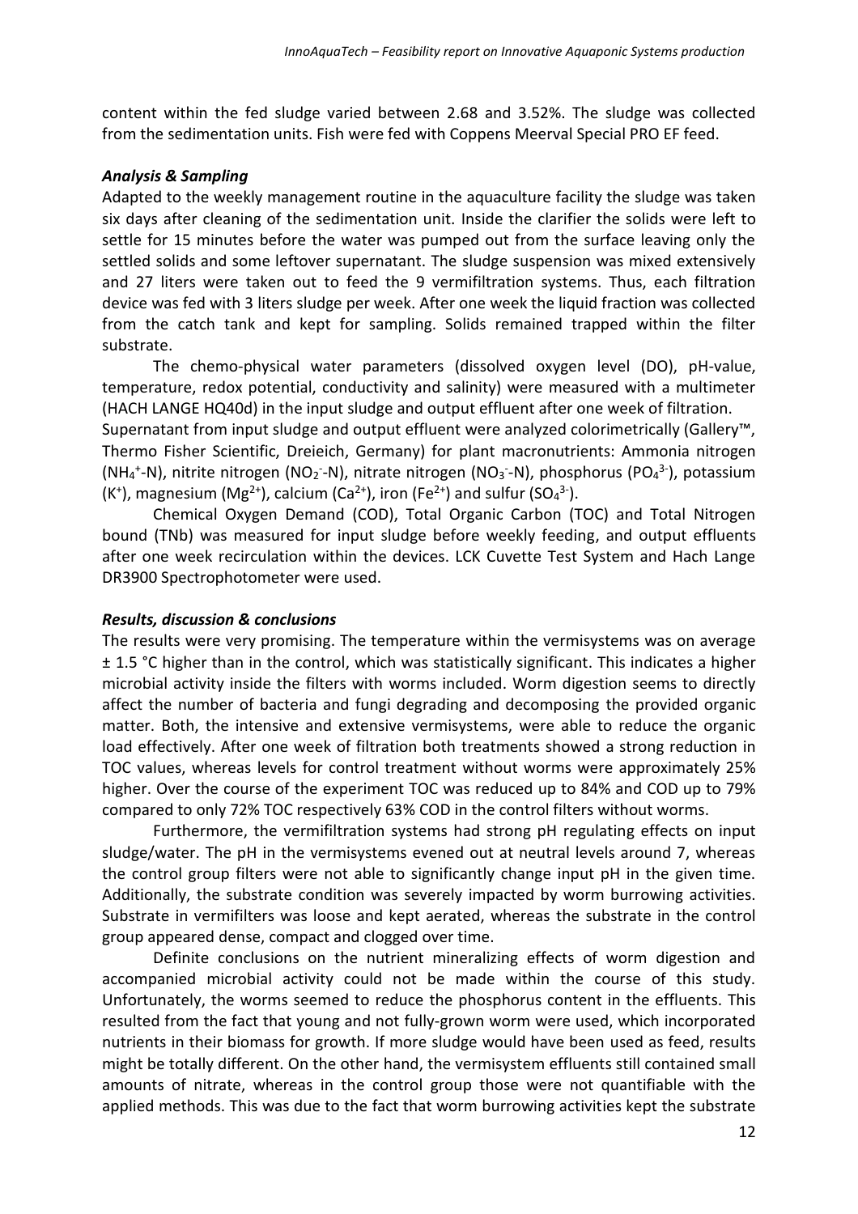content within the fed sludge varied between 2.68 and 3.52%. The sludge was collected from the sedimentation units. Fish were fed with Coppens Meerval Special PRO EF feed.

### *Analysis & Sampling*

Adapted to the weekly management routine in the aquaculture facility the sludge was taken six days after cleaning of the sedimentation unit. Inside the clarifier the solids were left to settle for 15 minutes before the water was pumped out from the surface leaving only the settled solids and some leftover supernatant. The sludge suspension was mixed extensively and 27 liters were taken out to feed the 9 vermifiltration systems. Thus, each filtration device was fed with 3 liters sludge per week. After one week the liquid fraction was collected from the catch tank and kept for sampling. Solids remained trapped within the filter substrate.

The chemo-physical water parameters (dissolved oxygen level (DO), pH-value, temperature, redox potential, conductivity and salinity) were measured with a multimeter (HACH LANGE HQ40d) in the input sludge and output effluent after one week of filtration.

Supernatant from input sludge and output effluent were analyzed colorimetrically (Gallery™, Thermo Fisher Scientific, Dreieich, Germany) for plant macronutrients: Ammonia nitrogen ($NH_4^+$-N), nitrite nitrogen ($NO_2^-$-N), nitrate nitrogen ($NO_3^-$-N), phosphorus ($PO_4^{3-}$), potassium ($K^+$), magnesium ($Mg^{2+}$), calcium ($Ca^{2+}$), iron ($Fe^{2+}$) and sulfur ($SO_4^{3-}$).

Chemical Oxygen Demand (COD), Total Organic Carbon (TOC) and Total Nitrogen bound (TNb) was measured for input sludge before weekly feeding, and output effluents after one week recirculation within the devices. LCK Cuvette Test System and Hach Lange DR3900 Spectrophotometer were used.

### *Results, discussion & conclusions*

The results were very promising. The temperature within the vermisystems was on average ± 1.5 °C higher than in the control, which was statistically significant. This indicates a higher microbial activity inside the filters with worms included. Worm digestion seems to directly affect the number of bacteria and fungi degrading and decomposing the provided organic matter. Both, the intensive and extensive vermisystems, were able to reduce the organic load effectively. After one week of filtration both treatments showed a strong reduction in TOC values, whereas levels for control treatment without worms were approximately 25% higher. Over the course of the experiment TOC was reduced up to 84% and COD up to 79% compared to only 72% TOC respectively 63% COD in the control filters without worms.

Furthermore, the vermifiltration systems had strong pH regulating effects on input sludge/water. The pH in the vermisystems evened out at neutral levels around 7, whereas the control group filters were not able to significantly change input pH in the given time. Additionally, the substrate condition was severely impacted by worm burrowing activities. Substrate in vermifilters was loose and kept aerated, whereas the substrate in the control group appeared dense, compact and clogged over time.

Definite conclusions on the nutrient mineralizing effects of worm digestion and accompanied microbial activity could not be made within the course of this study. Unfortunately, the worms seemed to reduce the phosphorus content in the effluents. This resulted from the fact that young and not fully-grown worm were used, which incorporated nutrients in their biomass for growth. If more sludge would have been used as feed, results might be totally different. On the other hand, the vermisystem effluents still contained small amounts of nitrate, whereas in the control group those were not quantifiable with the applied methods. This was due to the fact that worm burrowing activities kept the substrate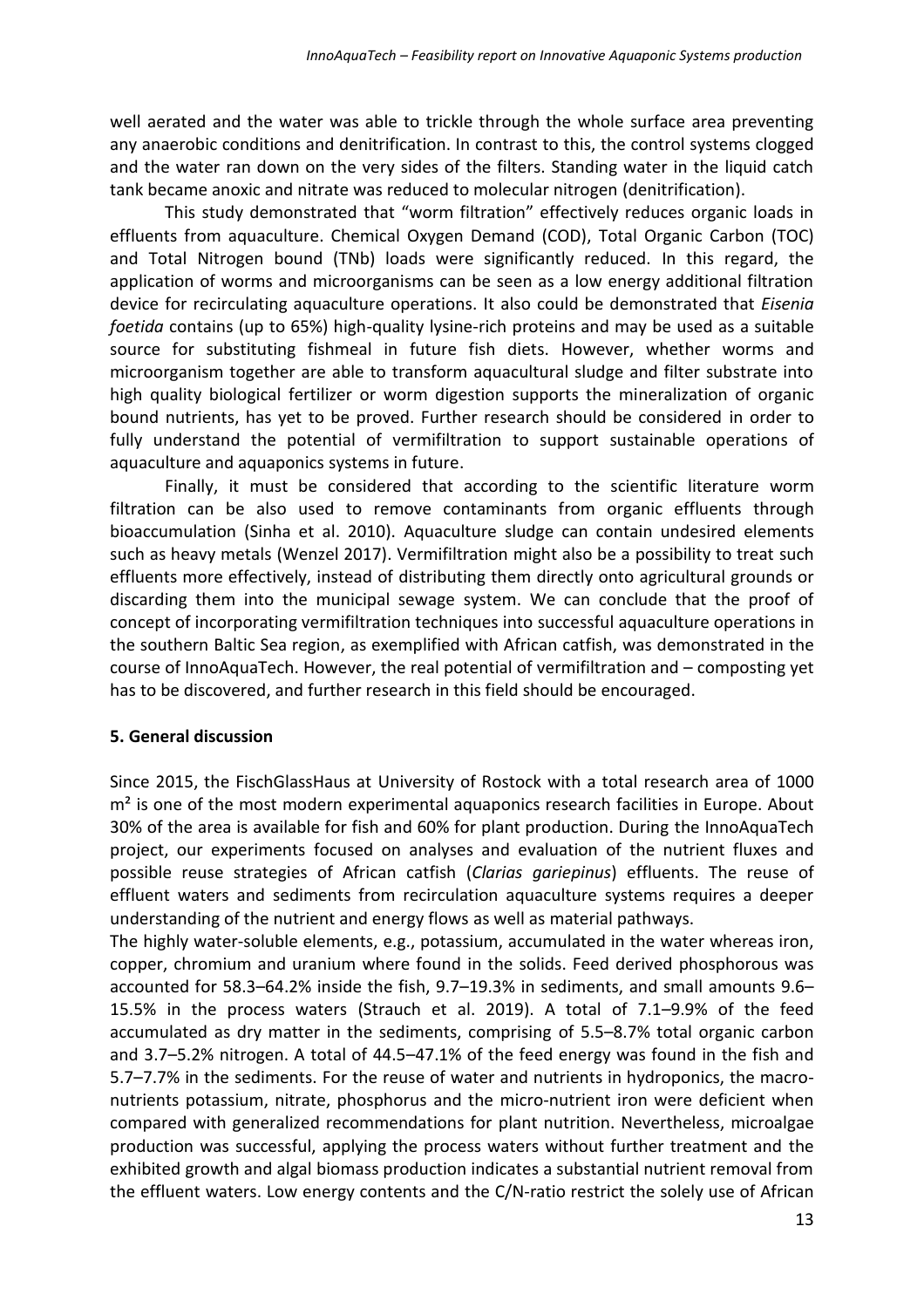well aerated and the water was able to trickle through the whole surface area preventing any anaerobic conditions and denitrification. In contrast to this, the control systems clogged and the water ran down on the very sides of the filters. Standing water in the liquid catch tank became anoxic and nitrate was reduced to molecular nitrogen (denitrification).

This study demonstrated that "worm filtration" effectively reduces organic loads in effluents from aquaculture. Chemical Oxygen Demand (COD), Total Organic Carbon (TOC) and Total Nitrogen bound (TNb) loads were significantly reduced. In this regard, the application of worms and microorganisms can be seen as a low energy additional filtration device for recirculating aquaculture operations. It also could be demonstrated that *Eisenia foetida* contains (up to 65%) high-quality lysine-rich proteins and may be used as a suitable source for substituting fishmeal in future fish diets. However, whether worms and microorganism together are able to transform aquacultural sludge and filter substrate into high quality biological fertilizer or worm digestion supports the mineralization of organic bound nutrients, has yet to be proved. Further research should be considered in order to fully understand the potential of vermifiltration to support sustainable operations of aquaculture and aquaponics systems in future.

Finally, it must be considered that according to the scientific literature worm filtration can be also used to remove contaminants from organic effluents through bioaccumulation (Sinha et al. 2010). Aquaculture sludge can contain undesired elements such as heavy metals (Wenzel 2017). Vermifiltration might also be a possibility to treat such effluents more effectively, instead of distributing them directly onto agricultural grounds or discarding them into the municipal sewage system. We can conclude that the proof of concept of incorporating vermifiltration techniques into successful aquaculture operations in the southern Baltic Sea region, as exemplified with African catfish, was demonstrated in the course of InnoAquaTech. However, the real potential of vermifiltration and – composting yet has to be discovered, and further research in this field should be encouraged.

## 5. General discussion

Since 2015, the FischGlassHaus at University of Rostock with a total research area of 1000 m² is one of the most modern experimental aquaponics research facilities in Europe. About 30% of the area is available for fish and 60% for plant production. During the InnoAquaTech project, our experiments focused on analyses and evaluation of the nutrient fluxes and possible reuse strategies of African catfish (*Clarias gariepinus*) effluents. The reuse of effluent waters and sediments from recirculation aquaculture systems requires a deeper understanding of the nutrient and energy flows as well as material pathways.

The highly water-soluble elements, e.g., potassium, accumulated in the water whereas iron, copper, chromium and uranium where found in the solids. Feed derived phosphorous was accounted for 58.3–64.2% inside the fish, 9.7–19.3% in sediments, and small amounts 9.6–15.5% in the process waters (Strauch et al. 2019). A total of 7.1–9.9% of the feed accumulated as dry matter in the sediments, comprising of 5.5–8.7% total organic carbon and 3.7–5.2% nitrogen. A total of 44.5–47.1% of the feed energy was found in the fish and 5.7–7.7% in the sediments. For the reuse of water and nutrients in hydroponics, the macro-nutrients potassium, nitrate, phosphorus and the micro-nutrient iron were deficient when compared with generalized recommendations for plant nutrition. Nevertheless, microalgae production was successful, applying the process waters without further treatment and the exhibited growth and algal biomass production indicates a substantial nutrient removal from the effluent waters. Low energy contents and the C/N-ratio restrict the solely use of African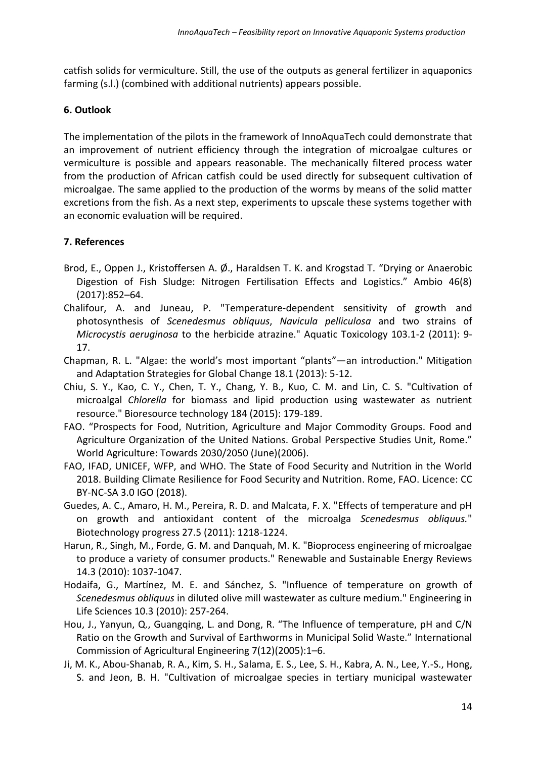catfish solids for vermiculture. Still, the use of the outputs as general fertilizer in aquaponics farming (s.l.) (combined with additional nutrients) appears possible.

## 6. Outlook

The implementation of the pilots in the framework of InnoAquaTech could demonstrate that an improvement of nutrient efficiency through the integration of microalgae cultures or vermiculture is possible and appears reasonable. The mechanically filtered process water from the production of African catfish could be used directly for subsequent cultivation of microalgae. The same applied to the production of the worms by means of the solid matter excretions from the fish. As a next step, experiments to upscale these systems together with an economic evaluation will be required.

## 7. References

Brod, E., Oppen J., Kristoffersen A. Ø., Haraldsen T. K. and Krogstad T. "Drying or Anaerobic Digestion of Fish Sludge: Nitrogen Fertilisation Effects and Logistics." Ambio 46(8) (2017):852–64.

Chalifour, A. and Juneau, P. "Temperature-dependent sensitivity of growth and photosynthesis of *Scenedesmus obliquus*, *Navicula pelliculosa* and two strains of *Microcystis aeruginosa* to the herbicide atrazine." Aquatic Toxicology 103.1-2 (2011): 9-17.

Chapman, R. L. "Algae: the world's most important "plants"—an introduction." Mitigation and Adaptation Strategies for Global Change 18.1 (2013): 5-12.

Chiu, S. Y., Kao, C. Y., Chen, T. Y., Chang, Y. B., Kuo, C. M. and Lin, C. S. "Cultivation of microalgal *Chlorella* for biomass and lipid production using wastewater as nutrient resource." Bioresource technology 184 (2015): 179-189.

FAO. "Prospects for Food, Nutrition, Agriculture and Major Commodity Groups. Food and Agriculture Organization of the United Nations. Grobal Perspective Studies Unit, Rome." World Agriculture: Towards 2030/2050 (June)(2006).

FAO, IFAD, UNICEF, WFP, and WHO. The State of Food Security and Nutrition in the World 2018. Building Climate Resilience for Food Security and Nutrition. Rome, FAO. Licence: CC BY-NC-SA 3.0 IGO (2018).

Guedes, A. C., Amaro, H. M., Pereira, R. D. and Malcata, F. X. "Effects of temperature and pH on growth and antioxidant content of the microalga *Scenedesmus obliquus.*" Biotechnology progress 27.5 (2011): 1218-1224.

Harun, R., Singh, M., Forde, G. M. and Danquah, M. K. "Bioprocess engineering of microalgae to produce a variety of consumer products." Renewable and Sustainable Energy Reviews 14.3 (2010): 1037-1047.

Hodaifa, G., Martínez, M. E. and Sánchez, S. "Influence of temperature on growth of *Scenedesmus obliquus* in diluted olive mill wastewater as culture medium." Engineering in Life Sciences 10.3 (2010): 257-264.

Hou, J., Yanyun, Q., Guangqing, L. and Dong, R. "The Influence of temperature, pH and C/N Ratio on the Growth and Survival of Earthworms in Municipal Solid Waste." International Commission of Agricultural Engineering 7(12)(2005):1–6.

Ji, M. K., Abou-Shanab, R. A., Kim, S. H., Salama, E. S., Lee, S. H., Kabra, A. N., Lee, Y.-S., Hong, S. and Jeon, B. H. "Cultivation of microalgae species in tertiary municipal wastewater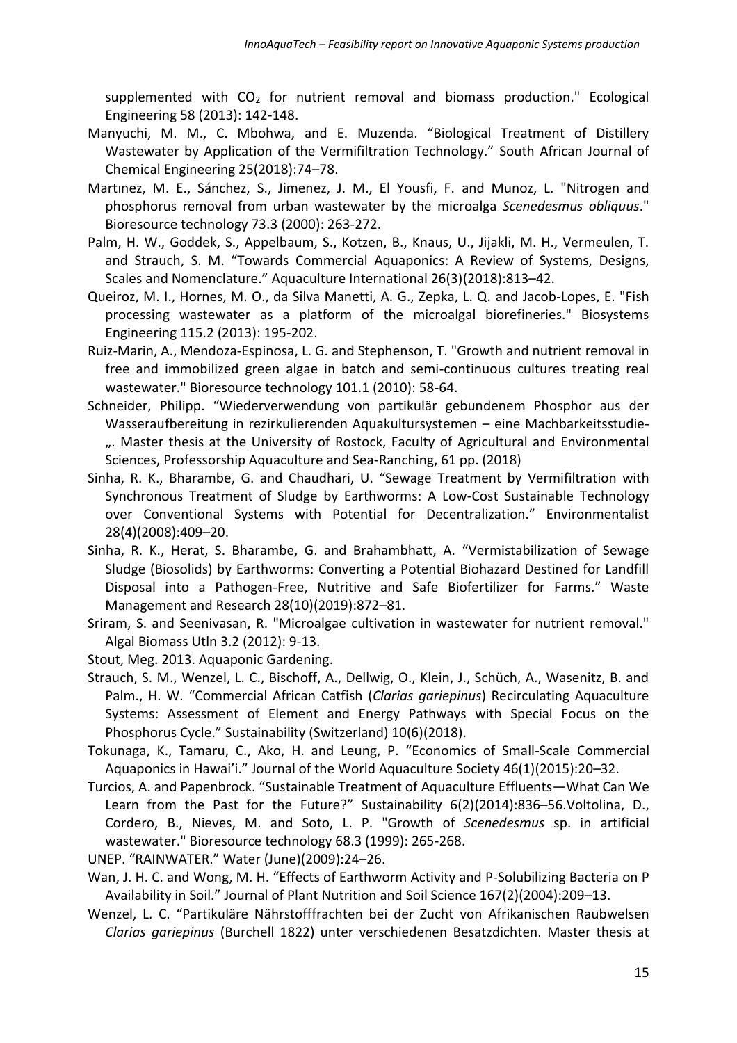supplemented with $CO_2$ for nutrient removal and biomass production." Ecological Engineering 58 (2013): 142-148.

Manyuchi, M. M., C. Mbohwa, and E. Muzenda. "Biological Treatment of Distillery Wastewater by Application of the Vermifiltration Technology." South African Journal of Chemical Engineering 25(2018):74–78.

Martınez, M. E., Sánchez, S., Jimenez, J. M., El Yousfi, F. and Munoz, L. "Nitrogen and phosphorus removal from urban wastewater by the microalga *Scenedesmus obliquus*." Bioresource technology 73.3 (2000): 263-272.

Palm, H. W., Goddek, S., Appelbaum, S., Kotzen, B., Knaus, U., Jijakli, M. H., Vermeulen, T. and Strauch, S. M. "Towards Commercial Aquaponics: A Review of Systems, Designs, Scales and Nomenclature." Aquaculture International 26(3)(2018):813–42.

Queiroz, M. I., Hornes, M. O., da Silva Manetti, A. G., Zepka, L. Q. and Jacob-Lopes, E. "Fish processing wastewater as a platform of the microalgal biorefineries." Biosystems Engineering 115.2 (2013): 195-202.

Ruiz-Marin, A., Mendoza-Espinosa, L. G. and Stephenson, T. "Growth and nutrient removal in free and immobilized green algae in batch and semi-continuous cultures treating real wastewater." Bioresource technology 101.1 (2010): 58-64.

Schneider, Philipp. "Wiederverwendung von partikulär gebundenem Phosphor aus der Wasseraufbereitung in rezirkulierenden Aquakultursystemen – eine Machbarkeitsstudie-„. Master thesis at the University of Rostock, Faculty of Agricultural and Environmental Sciences, Professorship Aquaculture and Sea-Ranching, 61 pp. (2018)

Sinha, R. K., Bharambe, G. and Chaudhari, U. "Sewage Treatment by Vermifiltration with Synchronous Treatment of Sludge by Earthworms: A Low-Cost Sustainable Technology over Conventional Systems with Potential for Decentralization." Environmentalist 28(4)(2008):409–20.

Sinha, R. K., Herat, S. Bharambe, G. and Brahambhatt, A. "Vermistabilization of Sewage Sludge (Biosolids) by Earthworms: Converting a Potential Biohazard Destined for Landfill Disposal into a Pathogen-Free, Nutritive and Safe Biofertilizer for Farms." Waste Management and Research 28(10)(2019):872–81.

Sriram, S. and Seenivasan, R. "Microalgae cultivation in wastewater for nutrient removal." Algal Biomass Utln 3.2 (2012): 9-13.

Stout, Meg. 2013. Aquaponic Gardening.

Strauch, S. M., Wenzel, L. C., Bischoff, A., Dellwig, O., Klein, J., Schüch, A., Wasenitz, B. and Palm., H. W. "Commercial African Catfish (*Clarias gariepinus*) Recirculating Aquaculture Systems: Assessment of Element and Energy Pathways with Special Focus on the Phosphorus Cycle." Sustainability (Switzerland) 10(6)(2018).

Tokunaga, K., Tamaru, C., Ako, H. and Leung, P. "Economics of Small-Scale Commercial Aquaponics in Hawai'i." Journal of the World Aquaculture Society 46(1)(2015):20–32.

Turcios, A. and Papenbrock. "Sustainable Treatment of Aquaculture Effluents—What Can We Learn from the Past for the Future?" Sustainability 6(2)(2014):836–56.Voltolina, D., Cordero, B., Nieves, M. and Soto, L. P. "Growth of *Scenedesmus* sp. in artificial wastewater." Bioresource technology 68.3 (1999): 265-268.

UNEP. "RAINWATER." Water (June)(2009):24–26.

Wan, J. H. C. and Wong, M. H. "Effects of Earthworm Activity and P-Solubilizing Bacteria on P Availability in Soil." Journal of Plant Nutrition and Soil Science 167(2)(2004):209–13.

Wenzel, L. C. "Partikuläre Nährstofffrachten bei der Zucht von Afrikanischen Raubwelsen *Clarias gariepinus* (Burchell 1822) unter verschiedenen Besatzdichten. Master thesis at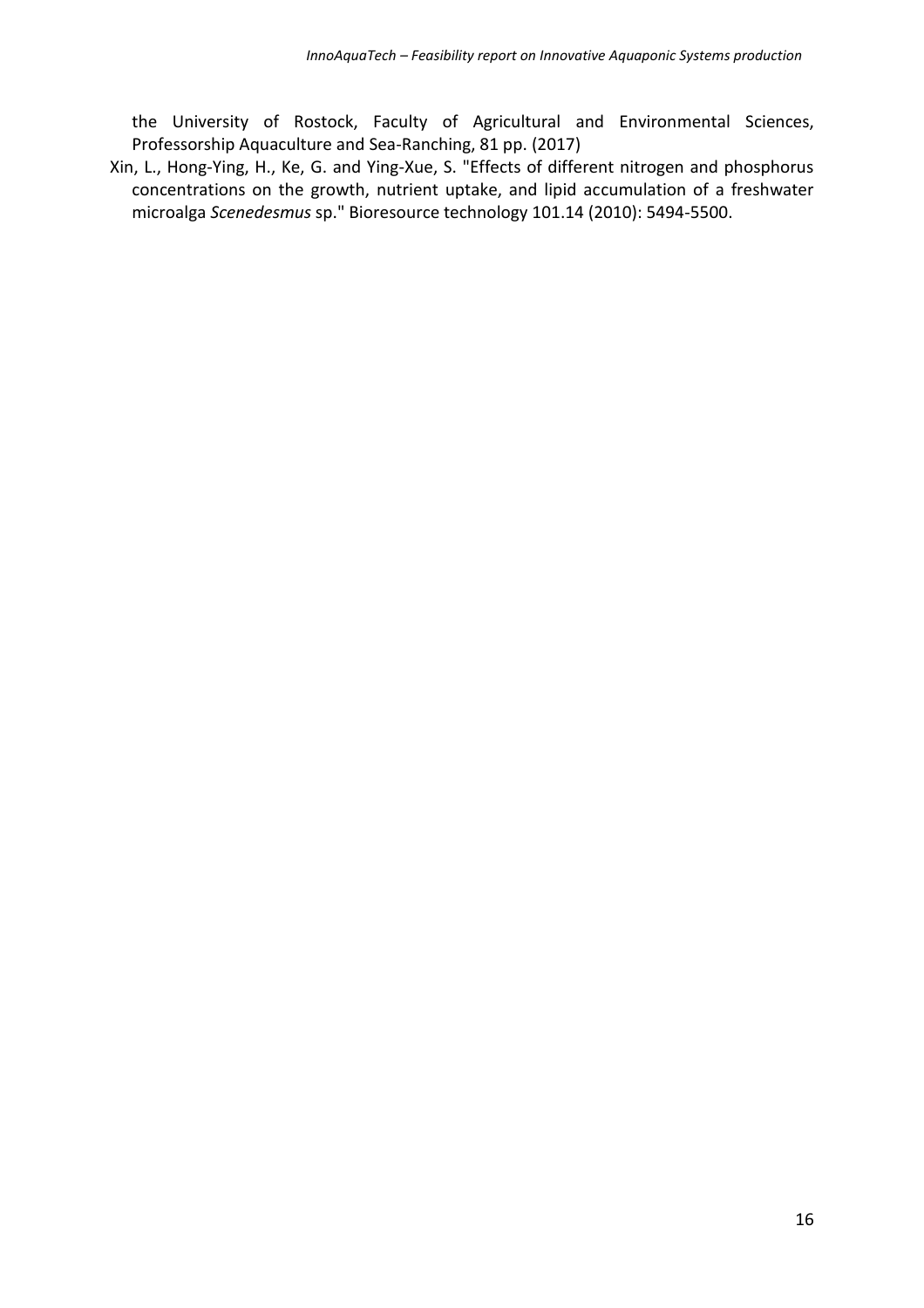the University of Rostock, Faculty of Agricultural and Environmental Sciences, Professorship Aquaculture and Sea-Ranching, 81 pp. (2017)

Xin, L., Hong-Ying, H., Ke, G. and Ying-Xue, S. "Effects of different nitrogen and phosphorus concentrations on the growth, nutrient uptake, and lipid accumulation of a freshwater microalga *Scenedesmus* sp." Bioresource technology 101.14 (2010): 5494-5500.